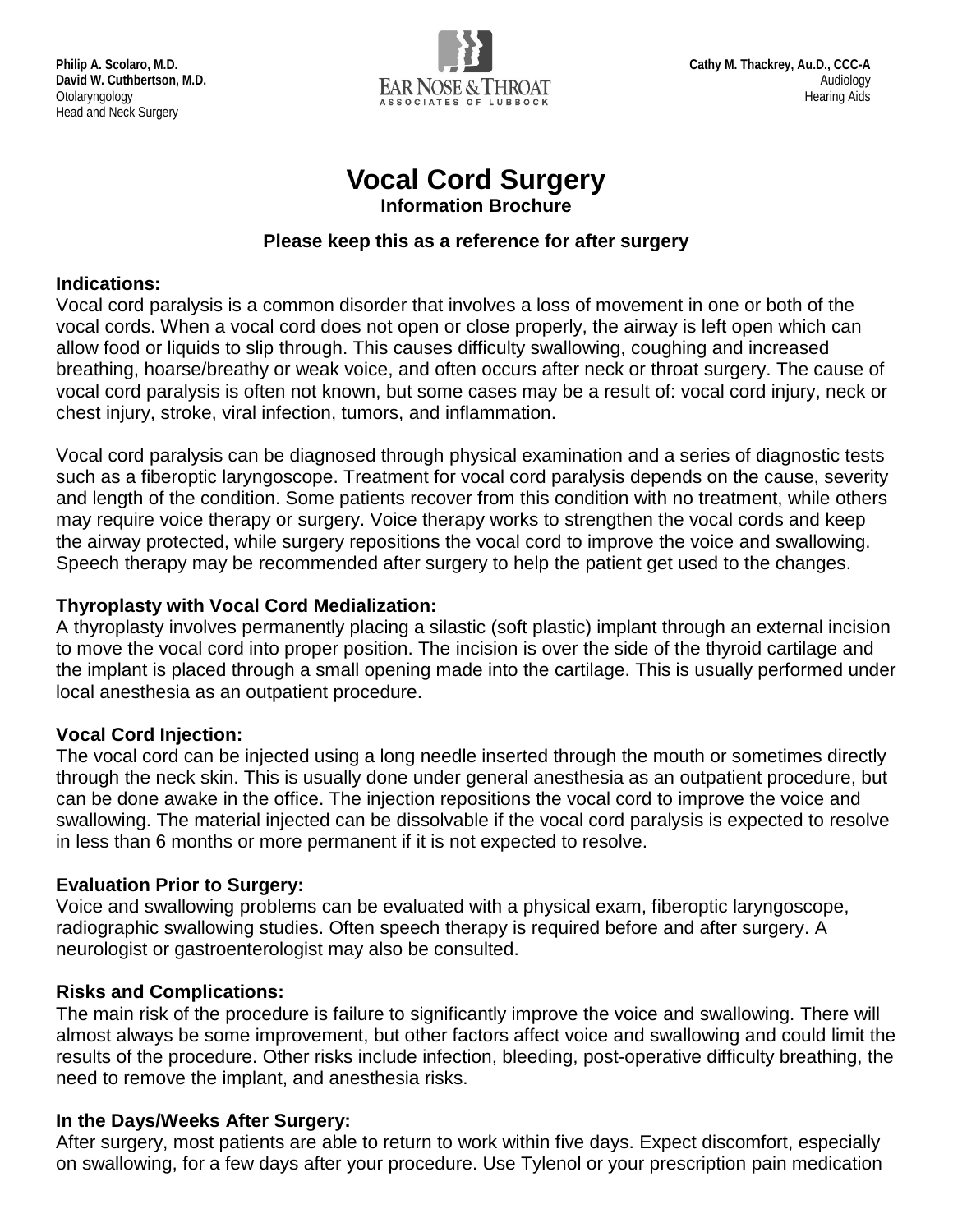**Philip A. Scolaro, M.D.**
**David W. Cuthbertson, M.D.**
Otolaryngology
Head and Neck Surgery

EAR NOSE & THROAT
ASSOCIATES OF LUBBOCK

**Cathy M. Thackrey, Au.D., CCC-A**
Audiology
Hearing Aids

# Vocal Cord Surgery

**Information Brochure**

**Please keep this as a reference for after surgery**

**Indications:**
Vocal cord paralysis is a common disorder that involves a loss of movement in one or both of the vocal cords. When a vocal cord does not open or close properly, the airway is left open which can allow food or liquids to slip through. This causes difficulty swallowing, coughing and increased breathing, hoarse/breathy or weak voice, and often occurs after neck or throat surgery. The cause of vocal cord paralysis is often not known, but some cases may be a result of: vocal cord injury, neck or chest injury, stroke, viral infection, tumors, and inflammation.

Vocal cord paralysis can be diagnosed through physical examination and a series of diagnostic tests such as a fiberoptic laryngoscope. Treatment for vocal cord paralysis depends on the cause, severity and length of the condition. Some patients recover from this condition with no treatment, while others may require voice therapy or surgery. Voice therapy works to strengthen the vocal cords and keep the airway protected, while surgery repositions the vocal cord to improve the voice and swallowing. Speech therapy may be recommended after surgery to help the patient get used to the changes.

**Thyroplasty with Vocal Cord Medialization:**
A thyroplasty involves permanently placing a silastic (soft plastic) implant through an external incision to move the vocal cord into proper position. The incision is over the side of the thyroid cartilage and the implant is placed through a small opening made into the cartilage. This is usually performed under local anesthesia as an outpatient procedure.

**Vocal Cord Injection:**
The vocal cord can be injected using a long needle inserted through the mouth or sometimes directly through the neck skin. This is usually done under general anesthesia as an outpatient procedure, but can be done awake in the office. The injection repositions the vocal cord to improve the voice and swallowing. The material injected can be dissolvable if the vocal cord paralysis is expected to resolve in less than 6 months or more permanent if it is not expected to resolve.

**Evaluation Prior to Surgery:**
Voice and swallowing problems can be evaluated with a physical exam, fiberoptic laryngoscope, radiographic swallowing studies. Often speech therapy is required before and after surgery. A neurologist or gastroenterologist may also be consulted.

**Risks and Complications:**
The main risk of the procedure is failure to significantly improve the voice and swallowing. There will almost always be some improvement, but other factors affect voice and swallowing and could limit the results of the procedure. Other risks include infection, bleeding, post-operative difficulty breathing, the need to remove the implant, and anesthesia risks.

**In the Days/Weeks After Surgery:**
After surgery, most patients are able to return to work within five days. Expect discomfort, especially on swallowing, for a few days after your procedure. Use Tylenol or your prescription pain medication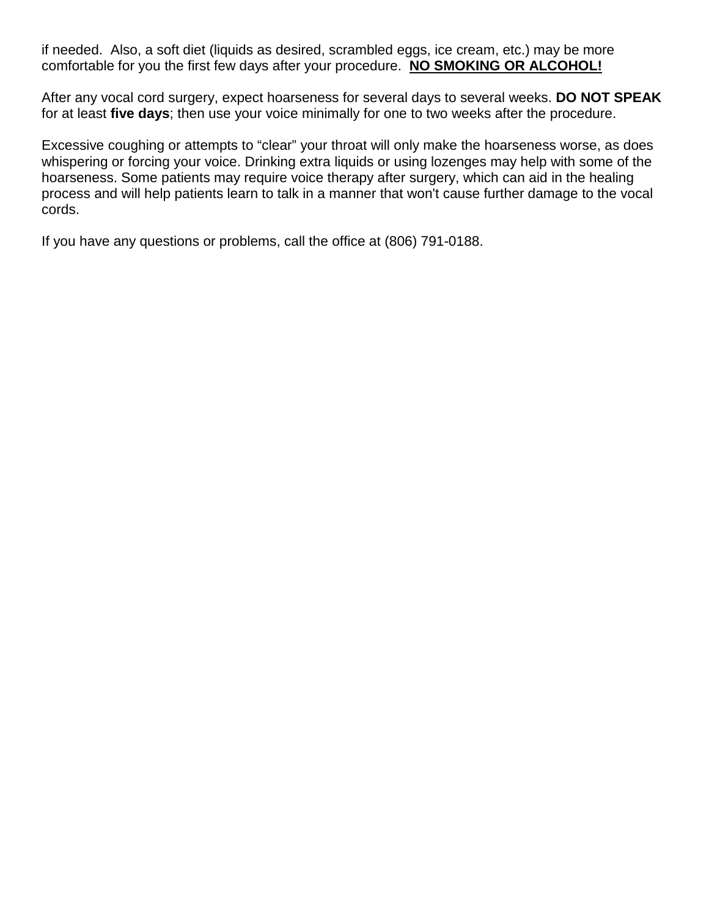if needed. Also, a soft diet (liquids as desired, scrambled eggs, ice cream, etc.) may be more comfortable for you the first few days after your procedure. **<u>NO SMOKING OR ALCOHOL!</u>**

After any vocal cord surgery, expect hoarseness for several days to several weeks. **DO NOT SPEAK** for at least **five days**; then use your voice minimally for one to two weeks after the procedure.

Excessive coughing or attempts to "clear" your throat will only make the hoarseness worse, as does whispering or forcing your voice. Drinking extra liquids or using lozenges may help with some of the hoarseness. Some patients may require voice therapy after surgery, which can aid in the healing process and will help patients learn to talk in a manner that won't cause further damage to the vocal cords.

If you have any questions or problems, call the office at (806) 791-0188.